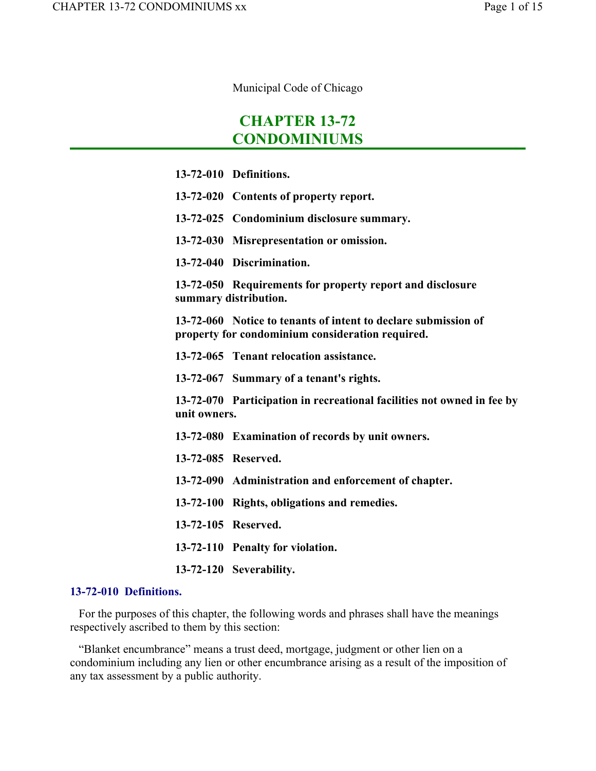Municipal Code of Chicago

# CHAPTER 13-72 CONDOMINIUMS

**13-72-010 Definitions.**

**13-72-020 Contents of property report.**

**13-72-025 Condominium disclosure summary.**

**13-72-030 Misrepresentation or omission.**

**13-72-040 Discrimination.**

**13-72-050 Requirements for property report and disclosure summary distribution.**

**13-72-060 Notice to tenants of intent to declare submission of property for condominium consideration required.**

**13-72-065 Tenant relocation assistance.**

**13-72-067 Summary of a tenant's rights.**

**13-72-070 Participation in recreational facilities not owned in fee by unit owners.**

**13-72-080 Examination of records by unit owners.**

**13-72-085 Reserved.**

**13-72-090 Administration and enforcement of chapter.**

**13-72-100 Rights, obligations and remedies.**

**13-72-105 Reserved.**

**13-72-110 Penalty for violation.**

**13-72-120 Severability.**

## 13-72-010 Definitions.

For the purposes of this chapter, the following words and phrases shall have the meanings respectively ascribed to them by this section:

"Blanket encumbrance" means a trust deed, mortgage, judgment or other lien on a condominium including any lien or other encumbrance arising as a result of the imposition of any tax assessment by a public authority.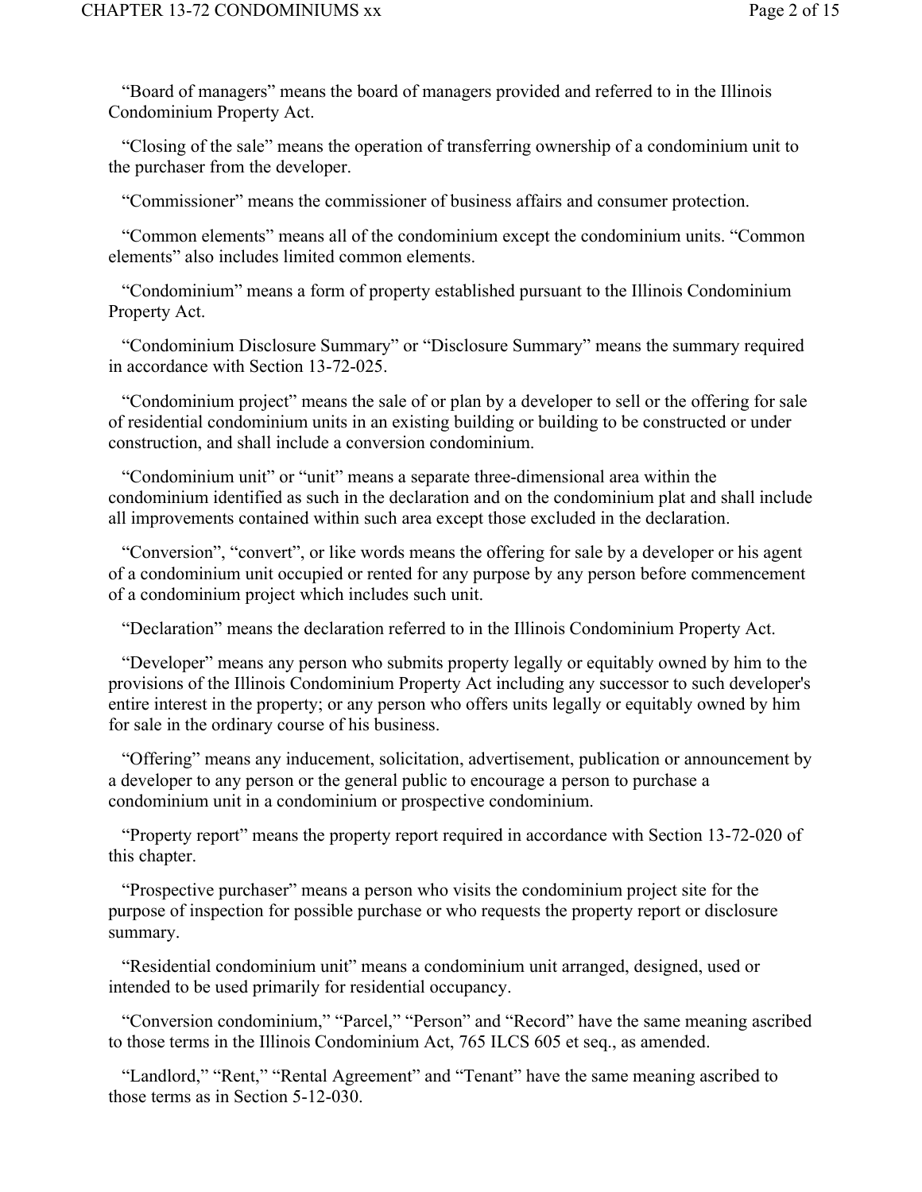"Board of managers" means the board of managers provided and referred to in the Illinois Condominium Property Act.

"Closing of the sale" means the operation of transferring ownership of a condominium unit to the purchaser from the developer.

"Commissioner" means the commissioner of business affairs and consumer protection.

"Common elements" means all of the condominium except the condominium units. "Common elements" also includes limited common elements.

"Condominium" means a form of property established pursuant to the Illinois Condominium Property Act.

"Condominium Disclosure Summary" or "Disclosure Summary" means the summary required in accordance with Section 13-72-025.

"Condominium project" means the sale of or plan by a developer to sell or the offering for sale of residential condominium units in an existing building or building to be constructed or under construction, and shall include a conversion condominium.

"Condominium unit" or "unit" means a separate three-dimensional area within the condominium identified as such in the declaration and on the condominium plat and shall include all improvements contained within such area except those excluded in the declaration.

"Conversion", "convert", or like words means the offering for sale by a developer or his agent of a condominium unit occupied or rented for any purpose by any person before commencement of a condominium project which includes such unit.

"Declaration" means the declaration referred to in the Illinois Condominium Property Act.

"Developer" means any person who submits property legally or equitably owned by him to the provisions of the Illinois Condominium Property Act including any successor to such developer's entire interest in the property; or any person who offers units legally or equitably owned by him for sale in the ordinary course of his business.

"Offering" means any inducement, solicitation, advertisement, publication or announcement by a developer to any person or the general public to encourage a person to purchase a condominium unit in a condominium or prospective condominium.

"Property report" means the property report required in accordance with Section 13-72-020 of this chapter.

"Prospective purchaser" means a person who visits the condominium project site for the purpose of inspection for possible purchase or who requests the property report or disclosure summary.

"Residential condominium unit" means a condominium unit arranged, designed, used or intended to be used primarily for residential occupancy.

"Conversion condominium," "Parcel," "Person" and "Record" have the same meaning ascribed to those terms in the Illinois Condominium Act, 765 ILCS 605 et seq., as amended.

"Landlord," "Rent," "Rental Agreement" and "Tenant" have the same meaning ascribed to those terms as in Section 5-12-030.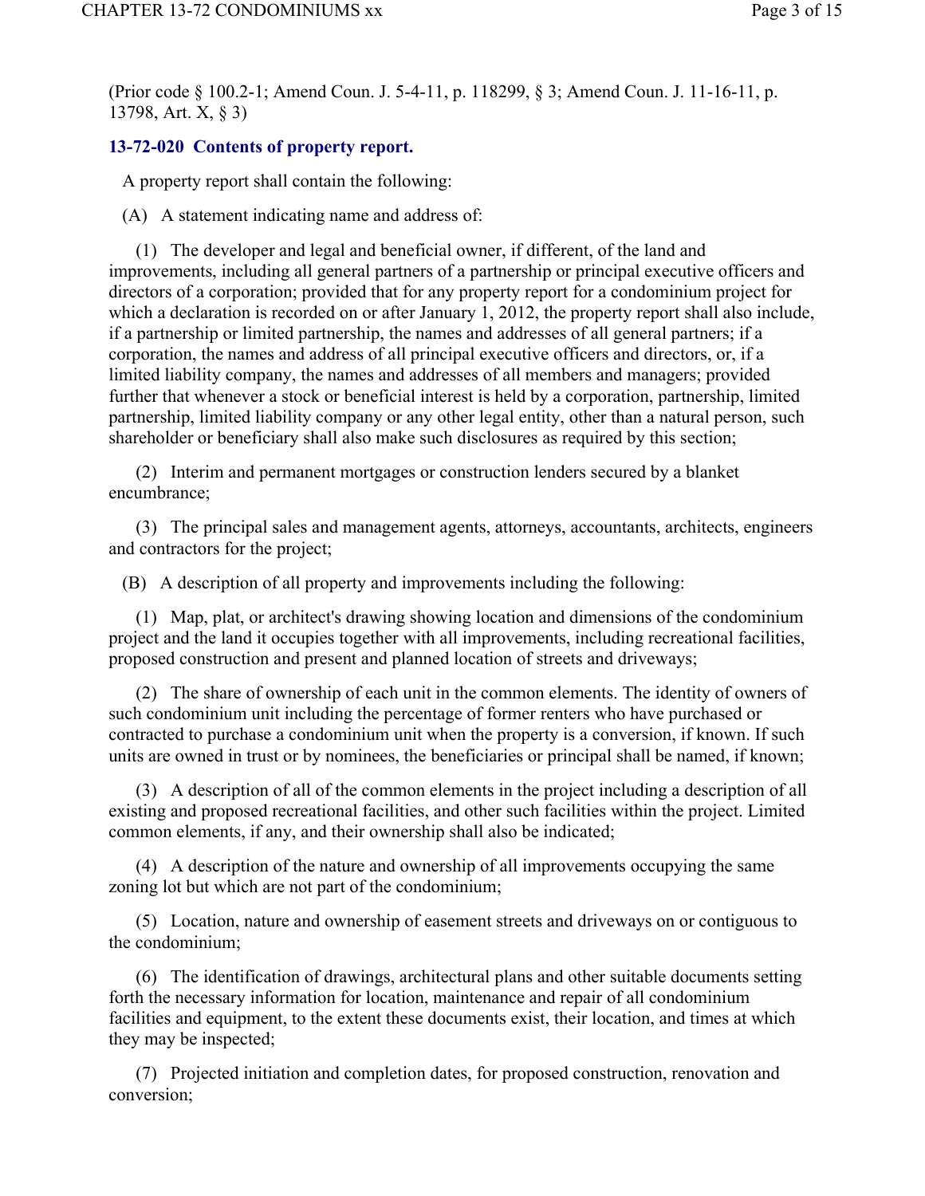(Prior code § 100.2-1; Amend Coun. J. 5-4-11, p. 118299, § 3; Amend Coun. J. 11-16-11, p. 13798, Art. X, § 3)

### 13-72-020 Contents of property report.

A property report shall contain the following:

(A) A statement indicating name and address of:

(1) The developer and legal and beneficial owner, if different, of the land and improvements, including all general partners of a partnership or principal executive officers and directors of a corporation; provided that for any property report for a condominium project for which a declaration is recorded on or after January 1, 2012, the property report shall also include, if a partnership or limited partnership, the names and addresses of all general partners; if a corporation, the names and address of all principal executive officers and directors, or, if a limited liability company, the names and addresses of all members and managers; provided further that whenever a stock or beneficial interest is held by a corporation, partnership, limited partnership, limited liability company or any other legal entity, other than a natural person, such shareholder or beneficiary shall also make such disclosures as required by this section;

(2) Interim and permanent mortgages or construction lenders secured by a blanket encumbrance;

(3) The principal sales and management agents, attorneys, accountants, architects, engineers and contractors for the project;

(B) A description of all property and improvements including the following:

(1) Map, plat, or architect's drawing showing location and dimensions of the condominium project and the land it occupies together with all improvements, including recreational facilities, proposed construction and present and planned location of streets and driveways;

(2) The share of ownership of each unit in the common elements. The identity of owners of such condominium unit including the percentage of former renters who have purchased or contracted to purchase a condominium unit when the property is a conversion, if known. If such units are owned in trust or by nominees, the beneficiaries or principal shall be named, if known;

(3) A description of all of the common elements in the project including a description of all existing and proposed recreational facilities, and other such facilities within the project. Limited common elements, if any, and their ownership shall also be indicated;

(4) A description of the nature and ownership of all improvements occupying the same zoning lot but which are not part of the condominium;

(5) Location, nature and ownership of easement streets and driveways on or contiguous to the condominium;

(6) The identification of drawings, architectural plans and other suitable documents setting forth the necessary information for location, maintenance and repair of all condominium facilities and equipment, to the extent these documents exist, their location, and times at which they may be inspected;

(7) Projected initiation and completion dates, for proposed construction, renovation and conversion;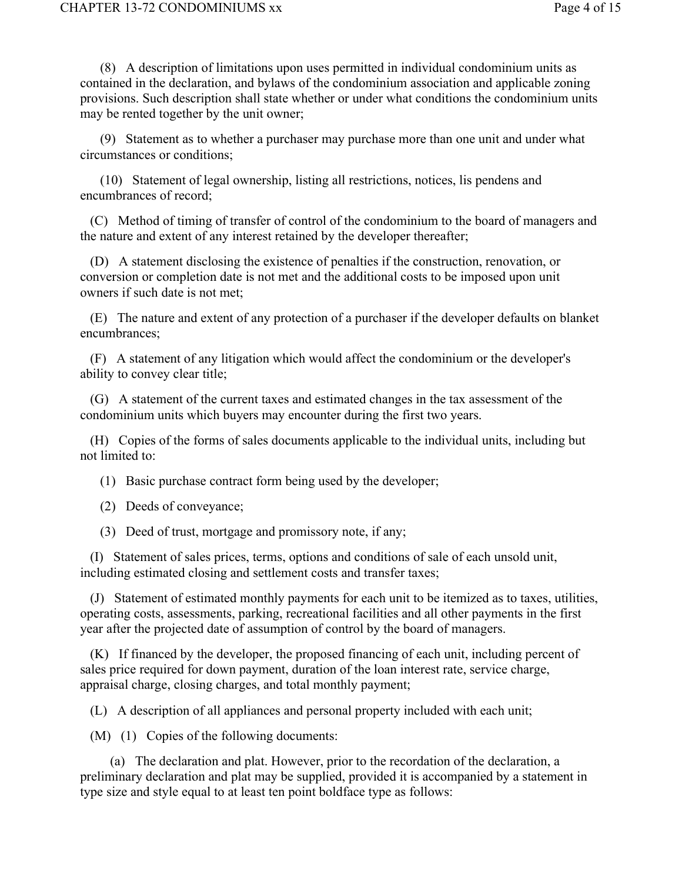(8) A description of limitations upon uses permitted in individual condominium units as contained in the declaration, and bylaws of the condominium association and applicable zoning provisions. Such description shall state whether or under what conditions the condominium units may be rented together by the unit owner;

(9) Statement as to whether a purchaser may purchase more than one unit and under what circumstances or conditions;

(10) Statement of legal ownership, listing all restrictions, notices, lis pendens and encumbrances of record;

(C) Method of timing of transfer of control of the condominium to the board of managers and the nature and extent of any interest retained by the developer thereafter;

(D) A statement disclosing the existence of penalties if the construction, renovation, or conversion or completion date is not met and the additional costs to be imposed upon unit owners if such date is not met;

(E) The nature and extent of any protection of a purchaser if the developer defaults on blanket encumbrances;

(F) A statement of any litigation which would affect the condominium or the developer's ability to convey clear title;

(G) A statement of the current taxes and estimated changes in the tax assessment of the condominium units which buyers may encounter during the first two years.

(H) Copies of the forms of sales documents applicable to the individual units, including but not limited to:

(1) Basic purchase contract form being used by the developer;

(2) Deeds of conveyance;

(3) Deed of trust, mortgage and promissory note, if any;

(I) Statement of sales prices, terms, options and conditions of sale of each unsold unit, including estimated closing and settlement costs and transfer taxes;

(J) Statement of estimated monthly payments for each unit to be itemized as to taxes, utilities, operating costs, assessments, parking, recreational facilities and all other payments in the first year after the projected date of assumption of control by the board of managers.

(K) If financed by the developer, the proposed financing of each unit, including percent of sales price required for down payment, duration of the loan interest rate, service charge, appraisal charge, closing charges, and total monthly payment;

(L) A description of all appliances and personal property included with each unit;

(M) (1) Copies of the following documents:

(a) The declaration and plat. However, prior to the recordation of the declaration, a preliminary declaration and plat may be supplied, provided it is accompanied by a statement in type size and style equal to at least ten point boldface type as follows: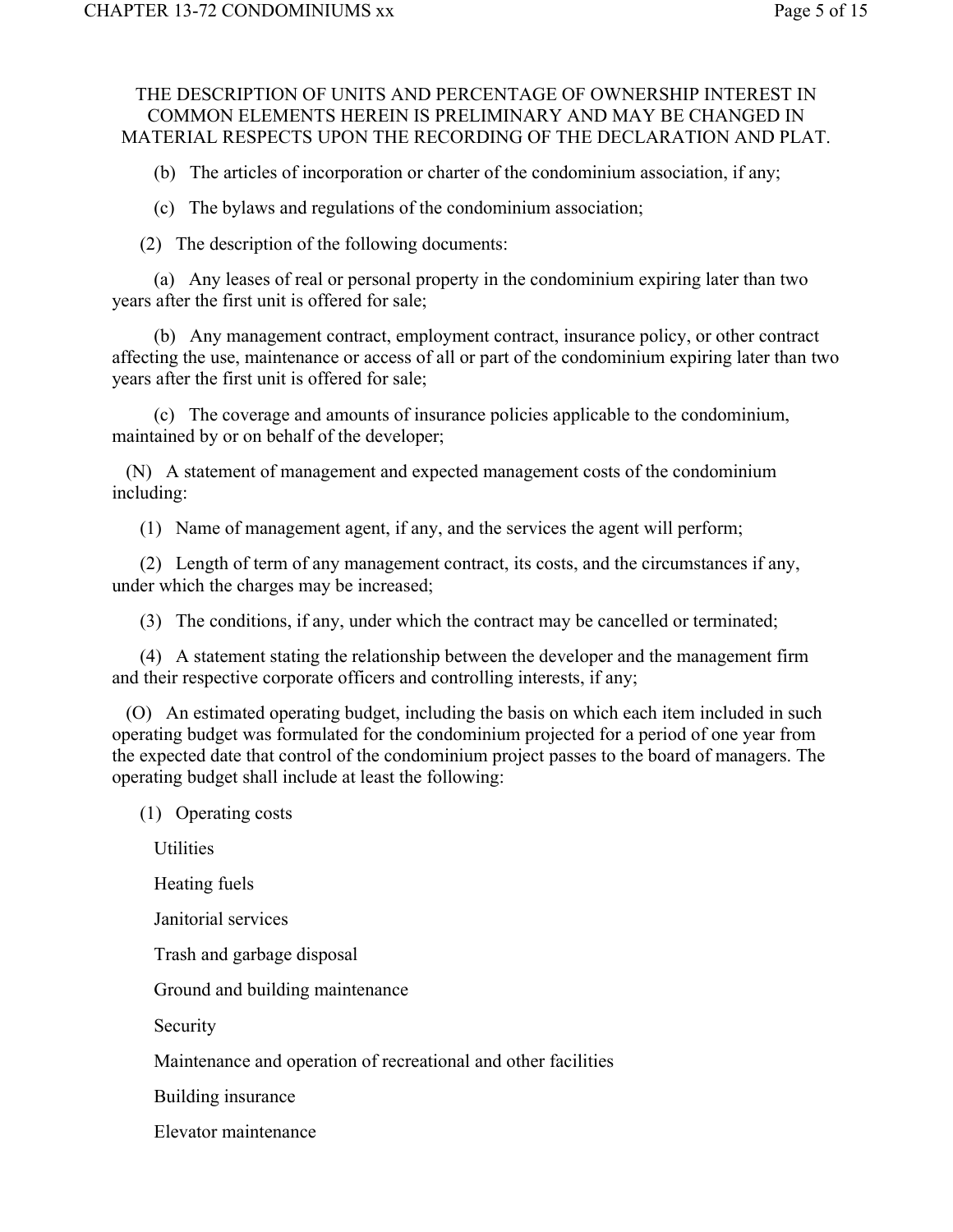THE DESCRIPTION OF UNITS AND PERCENTAGE OF OWNERSHIP INTEREST IN COMMON ELEMENTS HEREIN IS PRELIMINARY AND MAY BE CHANGED IN MATERIAL RESPECTS UPON THE RECORDING OF THE DECLARATION AND PLAT.

(b) The articles of incorporation or charter of the condominium association, if any;

(c) The bylaws and regulations of the condominium association;

(2) The description of the following documents:

(a) Any leases of real or personal property in the condominium expiring later than two years after the first unit is offered for sale;

(b) Any management contract, employment contract, insurance policy, or other contract affecting the use, maintenance or access of all or part of the condominium expiring later than two years after the first unit is offered for sale;

(c) The coverage and amounts of insurance policies applicable to the condominium, maintained by or on behalf of the developer;

(N) A statement of management and expected management costs of the condominium including:

(1) Name of management agent, if any, and the services the agent will perform;

(2) Length of term of any management contract, its costs, and the circumstances if any, under which the charges may be increased;

(3) The conditions, if any, under which the contract may be cancelled or terminated;

(4) A statement stating the relationship between the developer and the management firm and their respective corporate officers and controlling interests, if any;

(O) An estimated operating budget, including the basis on which each item included in such operating budget was formulated for the condominium projected for a period of one year from the expected date that control of the condominium project passes to the board of managers. The operating budget shall include at least the following:

(1) Operating costs

Utilities

Heating fuels

Janitorial services

Trash and garbage disposal

Ground and building maintenance

Security

Maintenance and operation of recreational and other facilities

Building insurance

Elevator maintenance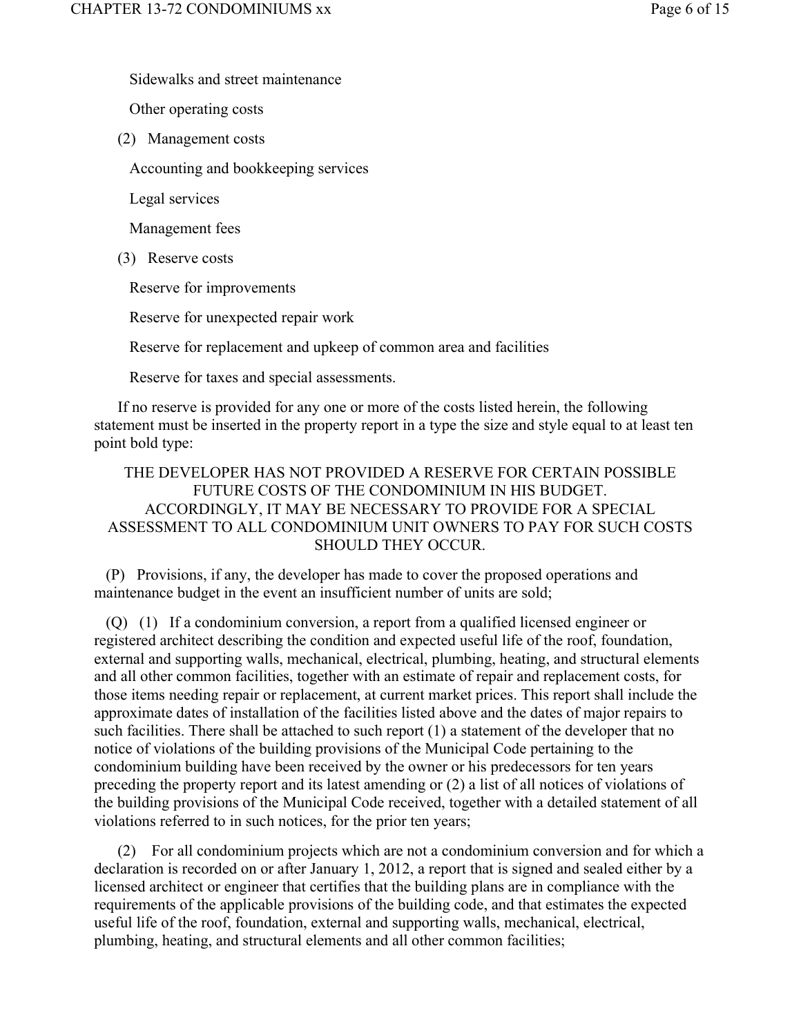Sidewalks and street maintenance

Other operating costs

(2) Management costs

Accounting and bookkeeping services

Legal services

Management fees

(3) Reserve costs

Reserve for improvements

Reserve for unexpected repair work

Reserve for replacement and upkeep of common area and facilities

Reserve for taxes and special assessments.

If no reserve is provided for any one or more of the costs listed herein, the following statement must be inserted in the property report in a type the size and style equal to at least ten point bold type:

THE DEVELOPER HAS NOT PROVIDED A RESERVE FOR CERTAIN POSSIBLE FUTURE COSTS OF THE CONDOMINIUM IN HIS BUDGET. ACCORDINGLY, IT MAY BE NECESSARY TO PROVIDE FOR A SPECIAL ASSESSMENT TO ALL CONDOMINIUM UNIT OWNERS TO PAY FOR SUCH COSTS SHOULD THEY OCCUR.

(P) Provisions, if any, the developer has made to cover the proposed operations and maintenance budget in the event an insufficient number of units are sold;

(Q) (1) If a condominium conversion, a report from a qualified licensed engineer or registered architect describing the condition and expected useful life of the roof, foundation, external and supporting walls, mechanical, electrical, plumbing, heating, and structural elements and all other common facilities, together with an estimate of repair and replacement costs, for those items needing repair or replacement, at current market prices. This report shall include the approximate dates of installation of the facilities listed above and the dates of major repairs to such facilities. There shall be attached to such report (1) a statement of the developer that no notice of violations of the building provisions of the Municipal Code pertaining to the condominium building have been received by the owner or his predecessors for ten years preceding the property report and its latest amending or (2) a list of all notices of violations of the building provisions of the Municipal Code received, together with a detailed statement of all violations referred to in such notices, for the prior ten years;

(2) For all condominium projects which are not a condominium conversion and for which a declaration is recorded on or after January 1, 2012, a report that is signed and sealed either by a licensed architect or engineer that certifies that the building plans are in compliance with the requirements of the applicable provisions of the building code, and that estimates the expected useful life of the roof, foundation, external and supporting walls, mechanical, electrical, plumbing, heating, and structural elements and all other common facilities;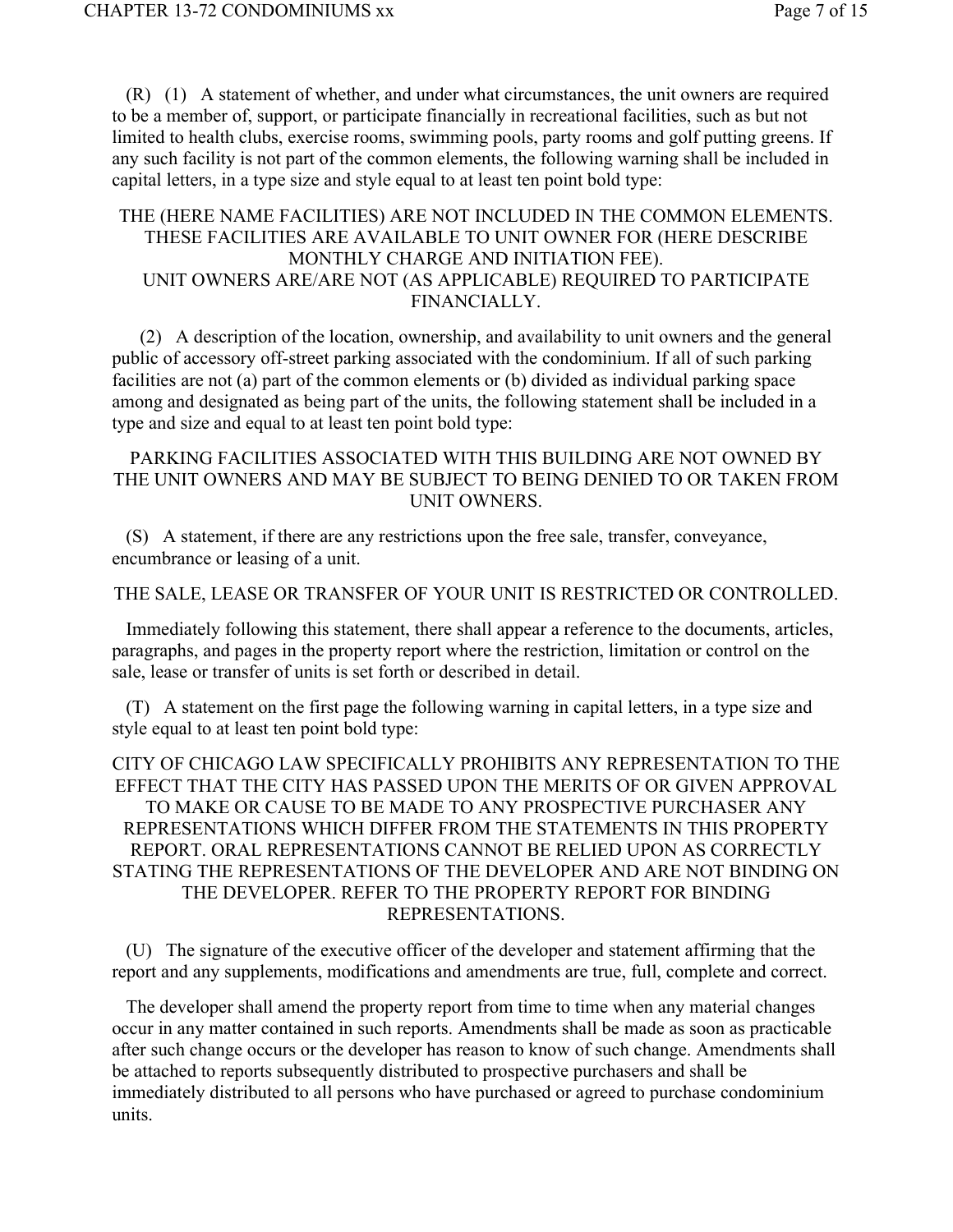(R) (1) A statement of whether, and under what circumstances, the unit owners are required to be a member of, support, or participate financially in recreational facilities, such as but not limited to health clubs, exercise rooms, swimming pools, party rooms and golf putting greens. If any such facility is not part of the common elements, the following warning shall be included in capital letters, in a type size and style equal to at least ten point bold type:

THE (HERE NAME FACILITIES) ARE NOT INCLUDED IN THE COMMON ELEMENTS. THESE FACILITIES ARE AVAILABLE TO UNIT OWNER FOR (HERE DESCRIBE MONTHLY CHARGE AND INITIATION FEE).
UNIT OWNERS ARE/ARE NOT (AS APPLICABLE) REQUIRED TO PARTICIPATE FINANCIALLY.

(2) A description of the location, ownership, and availability to unit owners and the general public of accessory off-street parking associated with the condominium. If all of such parking facilities are not (a) part of the common elements or (b) divided as individual parking space among and designated as being part of the units, the following statement shall be included in a type and size and equal to at least ten point bold type:

PARKING FACILITIES ASSOCIATED WITH THIS BUILDING ARE NOT OWNED BY THE UNIT OWNERS AND MAY BE SUBJECT TO BEING DENIED TO OR TAKEN FROM UNIT OWNERS.

(S) A statement, if there are any restrictions upon the free sale, transfer, conveyance, encumbrance or leasing of a unit.

THE SALE, LEASE OR TRANSFER OF YOUR UNIT IS RESTRICTED OR CONTROLLED.

Immediately following this statement, there shall appear a reference to the documents, articles, paragraphs, and pages in the property report where the restriction, limitation or control on the sale, lease or transfer of units is set forth or described in detail.

(T) A statement on the first page the following warning in capital letters, in a type size and style equal to at least ten point bold type:

CITY OF CHICAGO LAW SPECIFICALLY PROHIBITS ANY REPRESENTATION TO THE EFFECT THAT THE CITY HAS PASSED UPON THE MERITS OF OR GIVEN APPROVAL TO MAKE OR CAUSE TO BE MADE TO ANY PROSPECTIVE PURCHASER ANY REPRESENTATIONS WHICH DIFFER FROM THE STATEMENTS IN THIS PROPERTY REPORT. ORAL REPRESENTATIONS CANNOT BE RELIED UPON AS CORRECTLY STATING THE REPRESENTATIONS OF THE DEVELOPER AND ARE NOT BINDING ON THE DEVELOPER. REFER TO THE PROPERTY REPORT FOR BINDING REPRESENTATIONS.

(U) The signature of the executive officer of the developer and statement affirming that the report and any supplements, modifications and amendments are true, full, complete and correct.

The developer shall amend the property report from time to time when any material changes occur in any matter contained in such reports. Amendments shall be made as soon as practicable after such change occurs or the developer has reason to know of such change. Amendments shall be attached to reports subsequently distributed to prospective purchasers and shall be immediately distributed to all persons who have purchased or agreed to purchase condominium units.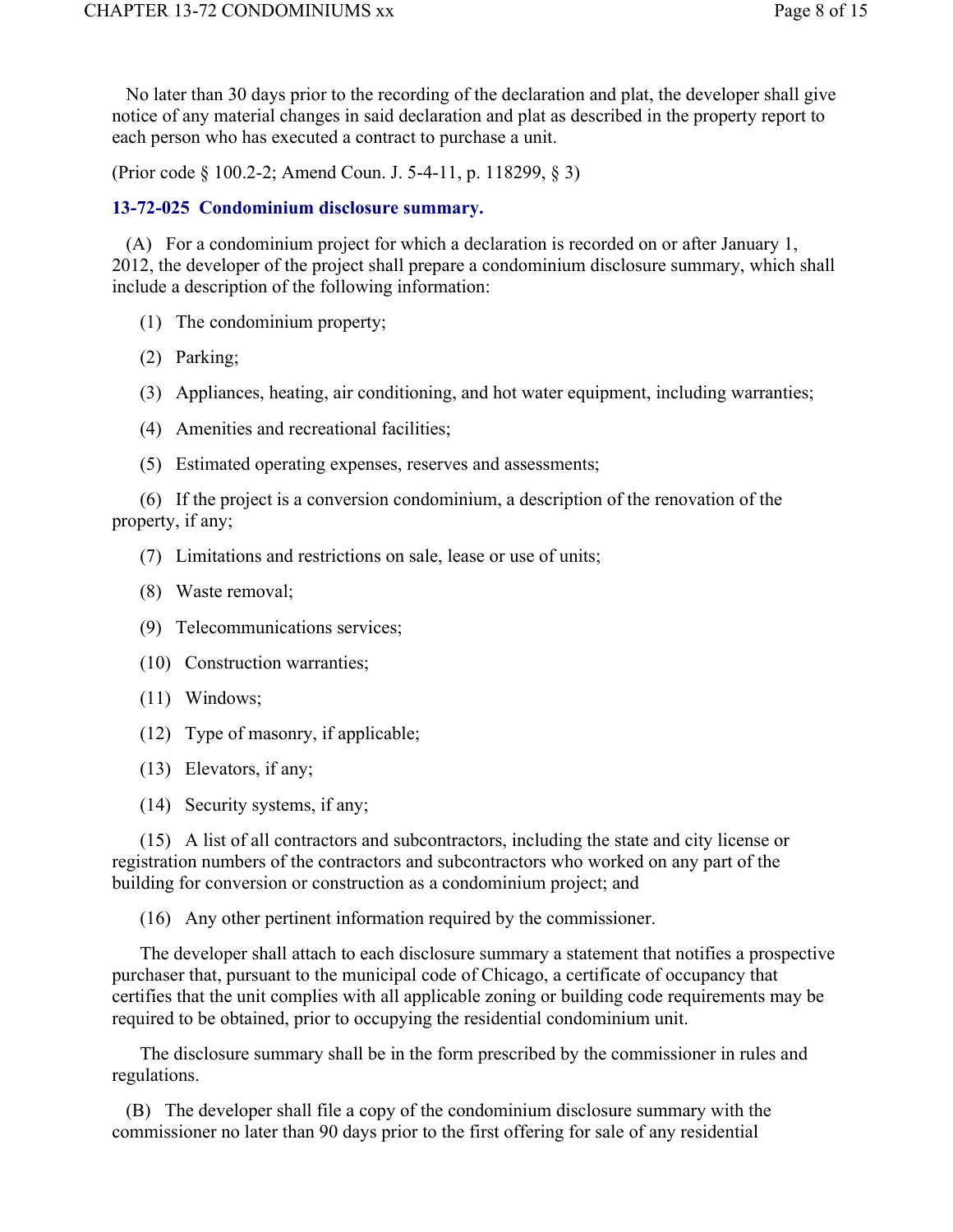No later than 30 days prior to the recording of the declaration and plat, the developer shall give notice of any material changes in said declaration and plat as described in the property report to each person who has executed a contract to purchase a unit.

(Prior code § 100.2-2; Amend Coun. J. 5-4-11, p. 118299, § 3)

### 13-72-025 Condominium disclosure summary.

(A) For a condominium project for which a declaration is recorded on or after January 1, 2012, the developer of the project shall prepare a condominium disclosure summary, which shall include a description of the following information:

(1) The condominium property;

(2) Parking;

(3) Appliances, heating, air conditioning, and hot water equipment, including warranties;

(4) Amenities and recreational facilities;

(5) Estimated operating expenses, reserves and assessments;

(6) If the project is a conversion condominium, a description of the renovation of the property, if any;

(7) Limitations and restrictions on sale, lease or use of units;

(8) Waste removal;

(9) Telecommunications services;

(10) Construction warranties;

(11) Windows;

(12) Type of masonry, if applicable;

(13) Elevators, if any;

(14) Security systems, if any;

(15) A list of all contractors and subcontractors, including the state and city license or registration numbers of the contractors and subcontractors who worked on any part of the building for conversion or construction as a condominium project; and

(16) Any other pertinent information required by the commissioner.

The developer shall attach to each disclosure summary a statement that notifies a prospective purchaser that, pursuant to the municipal code of Chicago, a certificate of occupancy that certifies that the unit complies with all applicable zoning or building code requirements may be required to be obtained, prior to occupying the residential condominium unit.

The disclosure summary shall be in the form prescribed by the commissioner in rules and regulations.

(B) The developer shall file a copy of the condominium disclosure summary with the commissioner no later than 90 days prior to the first offering for sale of any residential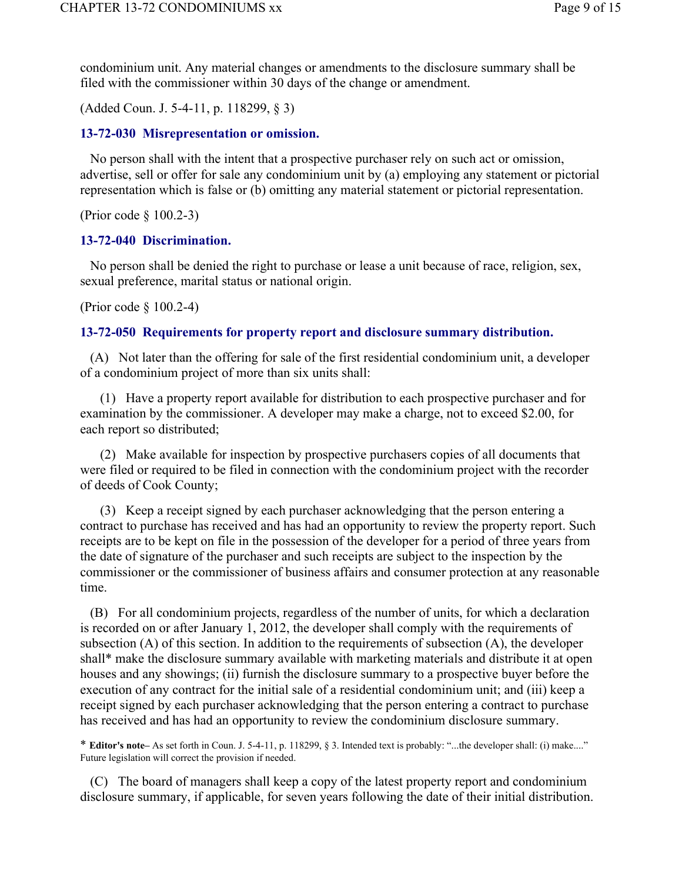condominium unit. Any material changes or amendments to the disclosure summary shall be filed with the commissioner within 30 days of the change or amendment.

(Added Coun. J. 5-4-11, p. 118299, § 3)

### 13-72-030 Misrepresentation or omission.

No person shall with the intent that a prospective purchaser rely on such act or omission, advertise, sell or offer for sale any condominium unit by (a) employing any statement or pictorial representation which is false or (b) omitting any material statement or pictorial representation.

(Prior code § 100.2-3)

### 13-72-040 Discrimination.

No person shall be denied the right to purchase or lease a unit because of race, religion, sex, sexual preference, marital status or national origin.

(Prior code § 100.2-4)

### 13-72-050 Requirements for property report and disclosure summary distribution.

(A) Not later than the offering for sale of the first residential condominium unit, a developer of a condominium project of more than six units shall:

(1) Have a property report available for distribution to each prospective purchaser and for examination by the commissioner. A developer may make a charge, not to exceed $2.00, for each report so distributed;

(2) Make available for inspection by prospective purchasers copies of all documents that were filed or required to be filed in connection with the condominium project with the recorder of deeds of Cook County;

(3) Keep a receipt signed by each purchaser acknowledging that the person entering a contract to purchase has received and has had an opportunity to review the property report. Such receipts are to be kept on file in the possession of the developer for a period of three years from the date of signature of the purchaser and such receipts are subject to the inspection by the commissioner or the commissioner of business affairs and consumer protection at any reasonable time.

(B) For all condominium projects, regardless of the number of units, for which a declaration is recorded on or after January 1, 2012, the developer shall comply with the requirements of subsection (A) of this section. In addition to the requirements of subsection (A), the developer shall* make the disclosure summary available with marketing materials and distribute it at open houses and any showings; (ii) furnish the disclosure summary to a prospective buyer before the execution of any contract for the initial sale of a residential condominium unit; and (iii) keep a receipt signed by each purchaser acknowledging that the person entering a contract to purchase has received and has had an opportunity to review the condominium disclosure summary.

\* **Editor's note–** As set forth in Coun. J. 5-4-11, p. 118299, § 3. Intended text is probably: "...the developer shall: (i) make...." Future legislation will correct the provision if needed.

(C) The board of managers shall keep a copy of the latest property report and condominium disclosure summary, if applicable, for seven years following the date of their initial distribution.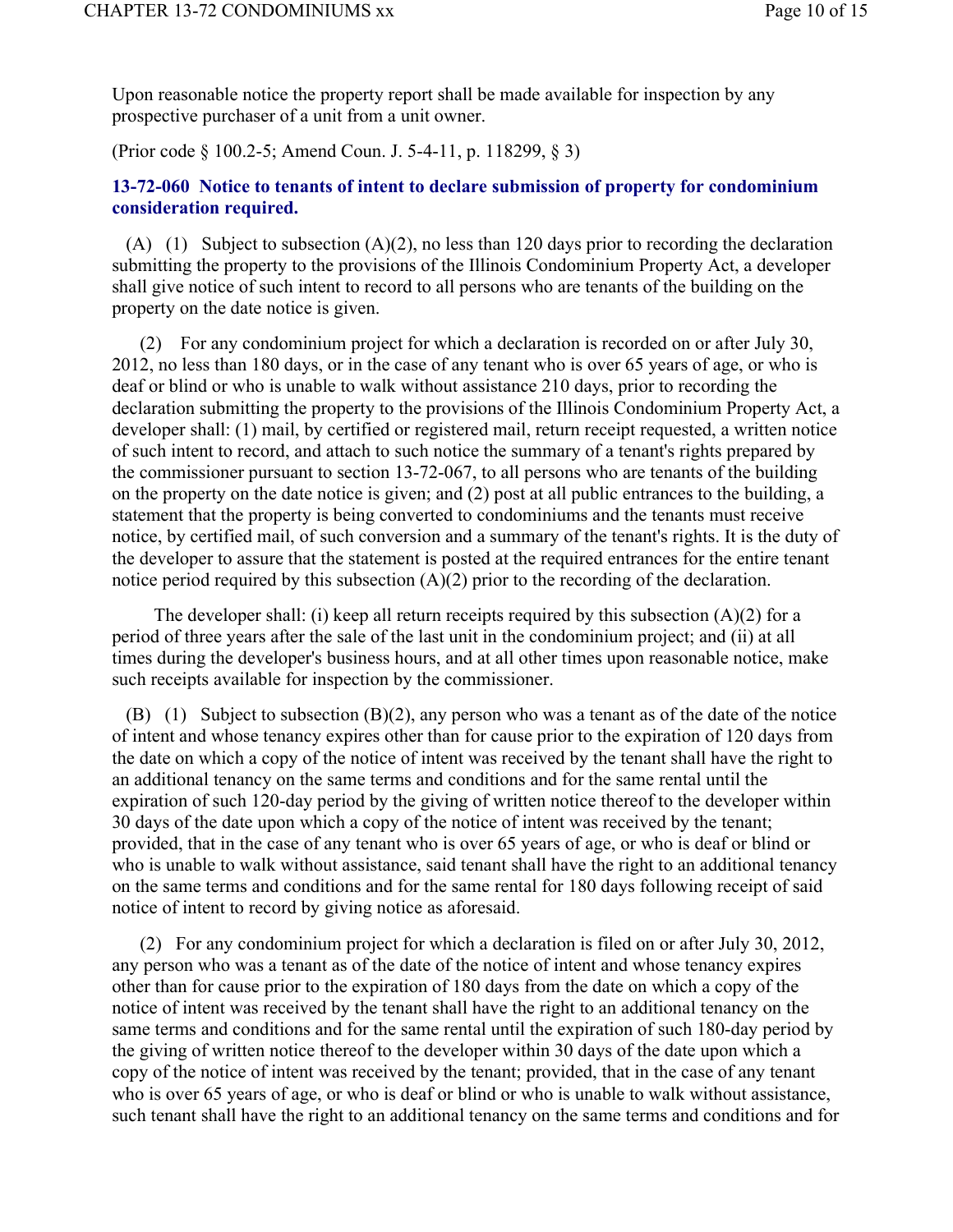Upon reasonable notice the property report shall be made available for inspection by any prospective purchaser of a unit from a unit owner.

(Prior code § 100.2-5; Amend Coun. J. 5-4-11, p. 118299, § 3)

### 13-72-060 Notice to tenants of intent to declare submission of property for condominium consideration required.

(A) (1) Subject to subsection (A)(2), no less than 120 days prior to recording the declaration submitting the property to the provisions of the Illinois Condominium Property Act, a developer shall give notice of such intent to record to all persons who are tenants of the building on the property on the date notice is given.

(2) For any condominium project for which a declaration is recorded on or after July 30, 2012, no less than 180 days, or in the case of any tenant who is over 65 years of age, or who is deaf or blind or who is unable to walk without assistance 210 days, prior to recording the declaration submitting the property to the provisions of the Illinois Condominium Property Act, a developer shall: (1) mail, by certified or registered mail, return receipt requested, a written notice of such intent to record, and attach to such notice the summary of a tenant's rights prepared by the commissioner pursuant to section 13-72-067, to all persons who are tenants of the building on the property on the date notice is given; and (2) post at all public entrances to the building, a statement that the property is being converted to condominiums and the tenants must receive notice, by certified mail, of such conversion and a summary of the tenant's rights. It is the duty of the developer to assure that the statement is posted at the required entrances for the entire tenant notice period required by this subsection (A)(2) prior to the recording of the declaration.

The developer shall: (i) keep all return receipts required by this subsection (A)(2) for a period of three years after the sale of the last unit in the condominium project; and (ii) at all times during the developer's business hours, and at all other times upon reasonable notice, make such receipts available for inspection by the commissioner.

(B) (1) Subject to subsection (B)(2), any person who was a tenant as of the date of the notice of intent and whose tenancy expires other than for cause prior to the expiration of 120 days from the date on which a copy of the notice of intent was received by the tenant shall have the right to an additional tenancy on the same terms and conditions and for the same rental until the expiration of such 120-day period by the giving of written notice thereof to the developer within 30 days of the date upon which a copy of the notice of intent was received by the tenant; provided, that in the case of any tenant who is over 65 years of age, or who is deaf or blind or who is unable to walk without assistance, said tenant shall have the right to an additional tenancy on the same terms and conditions and for the same rental for 180 days following receipt of said notice of intent to record by giving notice as aforesaid.

(2) For any condominium project for which a declaration is filed on or after July 30, 2012, any person who was a tenant as of the date of the notice of intent and whose tenancy expires other than for cause prior to the expiration of 180 days from the date on which a copy of the notice of intent was received by the tenant shall have the right to an additional tenancy on the same terms and conditions and for the same rental until the expiration of such 180-day period by the giving of written notice thereof to the developer within 30 days of the date upon which a copy of the notice of intent was received by the tenant; provided, that in the case of any tenant who is over 65 years of age, or who is deaf or blind or who is unable to walk without assistance, such tenant shall have the right to an additional tenancy on the same terms and conditions and for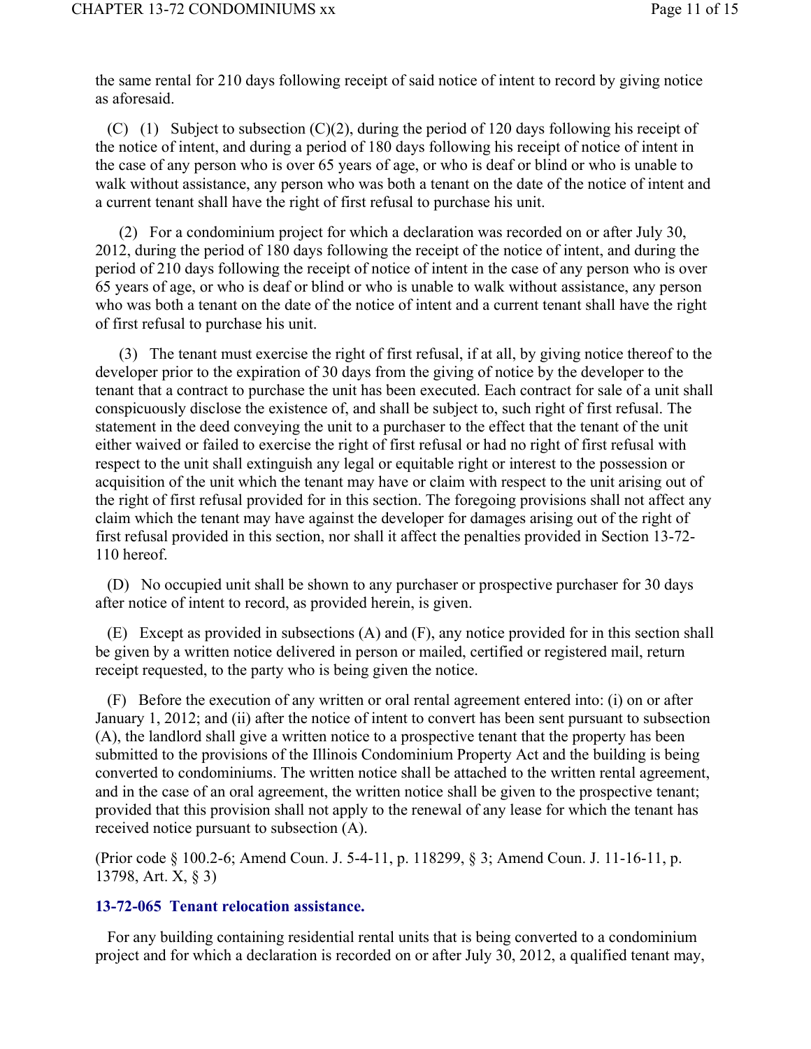the same rental for 210 days following receipt of said notice of intent to record by giving notice as aforesaid.

(C) (1) Subject to subsection (C)(2), during the period of 120 days following his receipt of the notice of intent, and during a period of 180 days following his receipt of notice of intent in the case of any person who is over 65 years of age, or who is deaf or blind or who is unable to walk without assistance, any person who was both a tenant on the date of the notice of intent and a current tenant shall have the right of first refusal to purchase his unit.

(2) For a condominium project for which a declaration was recorded on or after July 30, 2012, during the period of 180 days following the receipt of the notice of intent, and during the period of 210 days following the receipt of notice of intent in the case of any person who is over 65 years of age, or who is deaf or blind or who is unable to walk without assistance, any person who was both a tenant on the date of the notice of intent and a current tenant shall have the right of first refusal to purchase his unit.

(3) The tenant must exercise the right of first refusal, if at all, by giving notice thereof to the developer prior to the expiration of 30 days from the giving of notice by the developer to the tenant that a contract to purchase the unit has been executed. Each contract for sale of a unit shall conspicuously disclose the existence of, and shall be subject to, such right of first refusal. The statement in the deed conveying the unit to a purchaser to the effect that the tenant of the unit either waived or failed to exercise the right of first refusal or had no right of first refusal with respect to the unit shall extinguish any legal or equitable right or interest to the possession or acquisition of the unit which the tenant may have or claim with respect to the unit arising out of the right of first refusal provided for in this section. The foregoing provisions shall not affect any claim which the tenant may have against the developer for damages arising out of the right of first refusal provided in this section, nor shall it affect the penalties provided in Section 13-72-110 hereof.

(D) No occupied unit shall be shown to any purchaser or prospective purchaser for 30 days after notice of intent to record, as provided herein, is given.

(E) Except as provided in subsections (A) and (F), any notice provided for in this section shall be given by a written notice delivered in person or mailed, certified or registered mail, return receipt requested, to the party who is being given the notice.

(F) Before the execution of any written or oral rental agreement entered into: (i) on or after January 1, 2012; and (ii) after the notice of intent to convert has been sent pursuant to subsection (A), the landlord shall give a written notice to a prospective tenant that the property has been submitted to the provisions of the Illinois Condominium Property Act and the building is being converted to condominiums. The written notice shall be attached to the written rental agreement, and in the case of an oral agreement, the written notice shall be given to the prospective tenant; provided that this provision shall not apply to the renewal of any lease for which the tenant has received notice pursuant to subsection (A).

(Prior code § 100.2-6; Amend Coun. J. 5-4-11, p. 118299, § 3; Amend Coun. J. 11-16-11, p. 13798, Art. X, § 3)

### 13-72-065 Tenant relocation assistance.

For any building containing residential rental units that is being converted to a condominium project and for which a declaration is recorded on or after July 30, 2012, a qualified tenant may,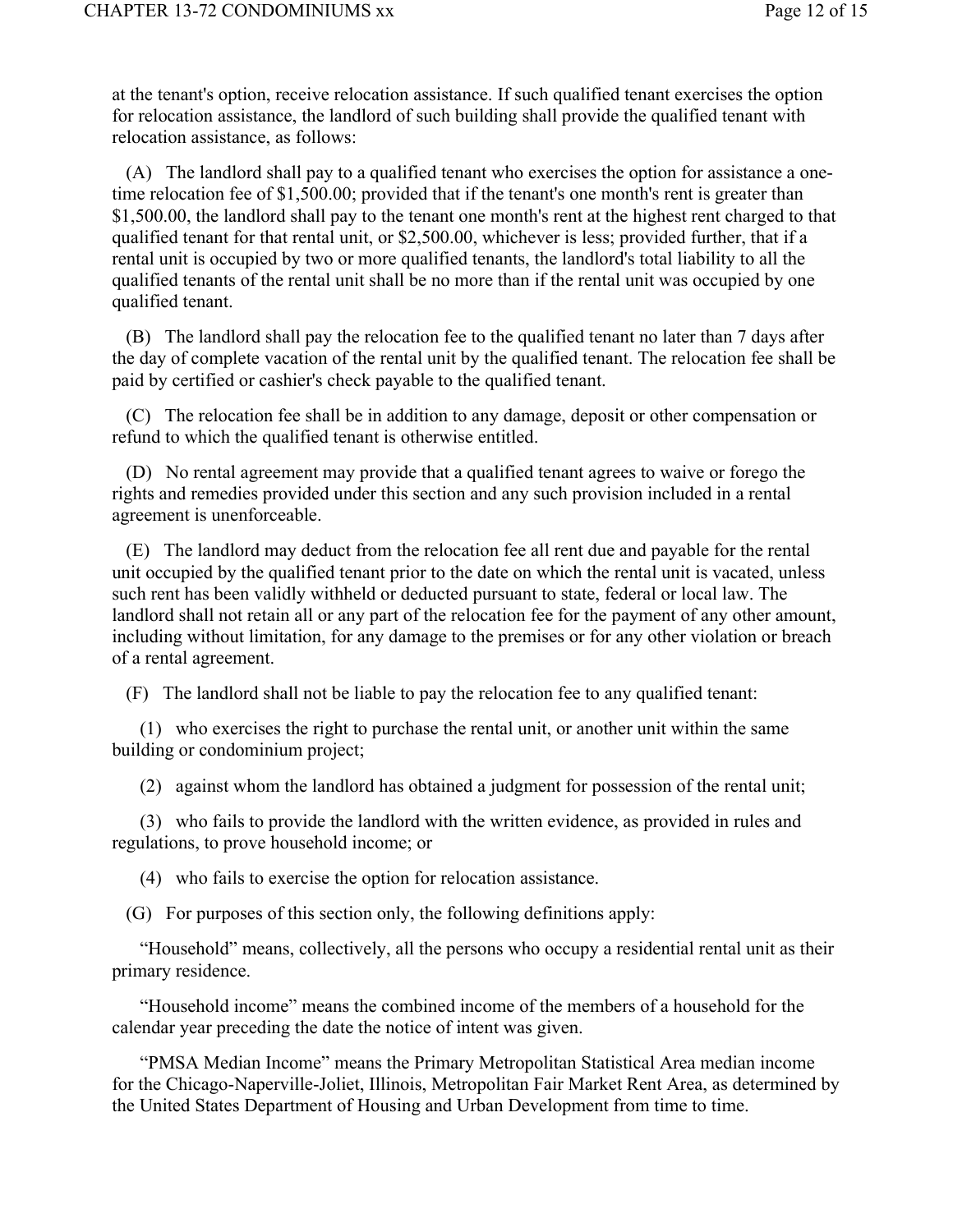at the tenant's option, receive relocation assistance. If such qualified tenant exercises the option for relocation assistance, the landlord of such building shall provide the qualified tenant with relocation assistance, as follows:

(A) The landlord shall pay to a qualified tenant who exercises the option for assistance a one-time relocation fee of $1,500.00; provided that if the tenant's one month's rent is greater than $1,500.00, the landlord shall pay to the tenant one month's rent at the highest rent charged to that qualified tenant for that rental unit, or $2,500.00, whichever is less; provided further, that if a rental unit is occupied by two or more qualified tenants, the landlord's total liability to all the qualified tenants of the rental unit shall be no more than if the rental unit was occupied by one qualified tenant.

(B) The landlord shall pay the relocation fee to the qualified tenant no later than 7 days after the day of complete vacation of the rental unit by the qualified tenant. The relocation fee shall be paid by certified or cashier's check payable to the qualified tenant.

(C) The relocation fee shall be in addition to any damage, deposit or other compensation or refund to which the qualified tenant is otherwise entitled.

(D) No rental agreement may provide that a qualified tenant agrees to waive or forego the rights and remedies provided under this section and any such provision included in a rental agreement is unenforceable.

(E) The landlord may deduct from the relocation fee all rent due and payable for the rental unit occupied by the qualified tenant prior to the date on which the rental unit is vacated, unless such rent has been validly withheld or deducted pursuant to state, federal or local law. The landlord shall not retain all or any part of the relocation fee for the payment of any other amount, including without limitation, for any damage to the premises or for any other violation or breach of a rental agreement.

(F) The landlord shall not be liable to pay the relocation fee to any qualified tenant:

(1) who exercises the right to purchase the rental unit, or another unit within the same building or condominium project;

(2) against whom the landlord has obtained a judgment for possession of the rental unit;

(3) who fails to provide the landlord with the written evidence, as provided in rules and regulations, to prove household income; or

(4) who fails to exercise the option for relocation assistance.

(G) For purposes of this section only, the following definitions apply:

"Household" means, collectively, all the persons who occupy a residential rental unit as their primary residence.

"Household income" means the combined income of the members of a household for the calendar year preceding the date the notice of intent was given.

"PMSA Median Income" means the Primary Metropolitan Statistical Area median income for the Chicago-Naperville-Joliet, Illinois, Metropolitan Fair Market Rent Area, as determined by the United States Department of Housing and Urban Development from time to time.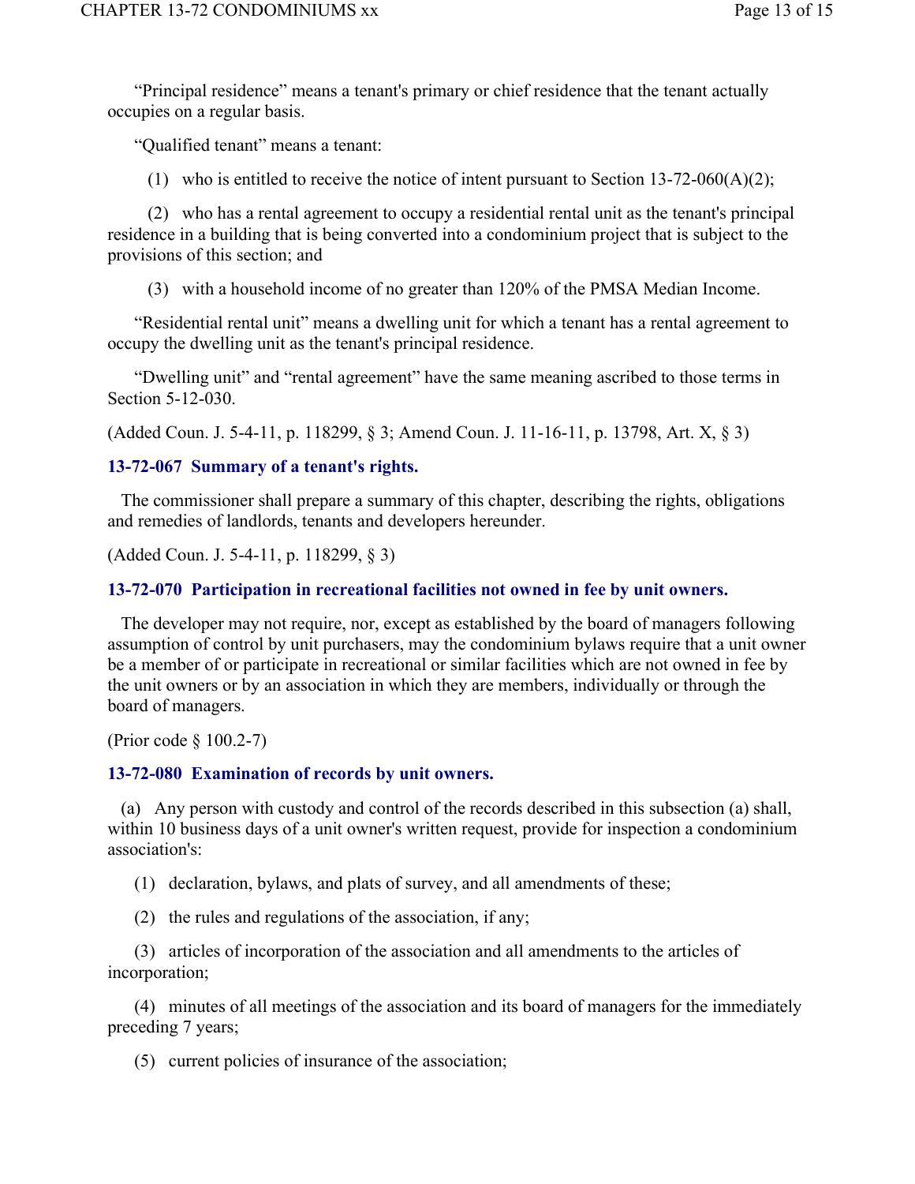"Principal residence" means a tenant's primary or chief residence that the tenant actually occupies on a regular basis.

"Qualified tenant" means a tenant:

(1) who is entitled to receive the notice of intent pursuant to Section 13-72-060(A)(2);

(2) who has a rental agreement to occupy a residential rental unit as the tenant's principal residence in a building that is being converted into a condominium project that is subject to the provisions of this section; and

(3) with a household income of no greater than 120% of the PMSA Median Income.

"Residential rental unit" means a dwelling unit for which a tenant has a rental agreement to occupy the dwelling unit as the tenant's principal residence.

"Dwelling unit" and "rental agreement" have the same meaning ascribed to those terms in Section 5-12-030.

(Added Coun. J. 5-4-11, p. 118299, § 3; Amend Coun. J. 11-16-11, p. 13798, Art. X, § 3)

### 13-72-067 Summary of a tenant's rights.

The commissioner shall prepare a summary of this chapter, describing the rights, obligations and remedies of landlords, tenants and developers hereunder.

(Added Coun. J. 5-4-11, p. 118299, § 3)

### 13-72-070 Participation in recreational facilities not owned in fee by unit owners.

The developer may not require, nor, except as established by the board of managers following assumption of control by unit purchasers, may the condominium bylaws require that a unit owner be a member of or participate in recreational or similar facilities which are not owned in fee by the unit owners or by an association in which they are members, individually or through the board of managers.

(Prior code § 100.2-7)

### 13-72-080 Examination of records by unit owners.

(a) Any person with custody and control of the records described in this subsection (a) shall, within 10 business days of a unit owner's written request, provide for inspection a condominium association's:

(1) declaration, bylaws, and plats of survey, and all amendments of these;

(2) the rules and regulations of the association, if any;

(3) articles of incorporation of the association and all amendments to the articles of incorporation;

(4) minutes of all meetings of the association and its board of managers for the immediately preceding 7 years;

(5) current policies of insurance of the association;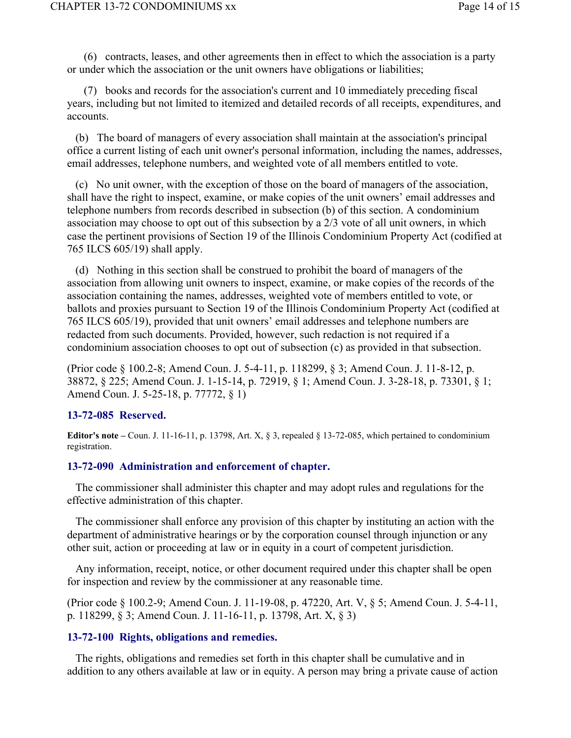(6) contracts, leases, and other agreements then in effect to which the association is a party or under which the association or the unit owners have obligations or liabilities;

(7) books and records for the association's current and 10 immediately preceding fiscal years, including but not limited to itemized and detailed records of all receipts, expenditures, and accounts.

(b) The board of managers of every association shall maintain at the association's principal office a current listing of each unit owner's personal information, including the names, addresses, email addresses, telephone numbers, and weighted vote of all members entitled to vote.

(c) No unit owner, with the exception of those on the board of managers of the association, shall have the right to inspect, examine, or make copies of the unit owners' email addresses and telephone numbers from records described in subsection (b) of this section. A condominium association may choose to opt out of this subsection by a 2/3 vote of all unit owners, in which case the pertinent provisions of Section 19 of the Illinois Condominium Property Act (codified at 765 ILCS 605/19) shall apply.

(d) Nothing in this section shall be construed to prohibit the board of managers of the association from allowing unit owners to inspect, examine, or make copies of the records of the association containing the names, addresses, weighted vote of members entitled to vote, or ballots and proxies pursuant to Section 19 of the Illinois Condominium Property Act (codified at 765 ILCS 605/19), provided that unit owners' email addresses and telephone numbers are redacted from such documents. Provided, however, such redaction is not required if a condominium association chooses to opt out of subsection (c) as provided in that subsection.

(Prior code § 100.2-8; Amend Coun. J. 5-4-11, p. 118299, § 3; Amend Coun. J. 11-8-12, p. 38872, § 225; Amend Coun. J. 1-15-14, p. 72919, § 1; Amend Coun. J. 3-28-18, p. 73301, § 1; Amend Coun. J. 5-25-18, p. 77772, § 1)

### 13-72-085 Reserved.

**Editor's note –** Coun. J. 11-16-11, p. 13798, Art. X, § 3, repealed § 13-72-085, which pertained to condominium registration.

### 13-72-090 Administration and enforcement of chapter.

The commissioner shall administer this chapter and may adopt rules and regulations for the effective administration of this chapter.

The commissioner shall enforce any provision of this chapter by instituting an action with the department of administrative hearings or by the corporation counsel through injunction or any other suit, action or proceeding at law or in equity in a court of competent jurisdiction.

Any information, receipt, notice, or other document required under this chapter shall be open for inspection and review by the commissioner at any reasonable time.

(Prior code § 100.2-9; Amend Coun. J. 11-19-08, p. 47220, Art. V, § 5; Amend Coun. J. 5-4-11, p. 118299, § 3; Amend Coun. J. 11-16-11, p. 13798, Art. X, § 3)

### 13-72-100 Rights, obligations and remedies.

The rights, obligations and remedies set forth in this chapter shall be cumulative and in addition to any others available at law or in equity. A person may bring a private cause of action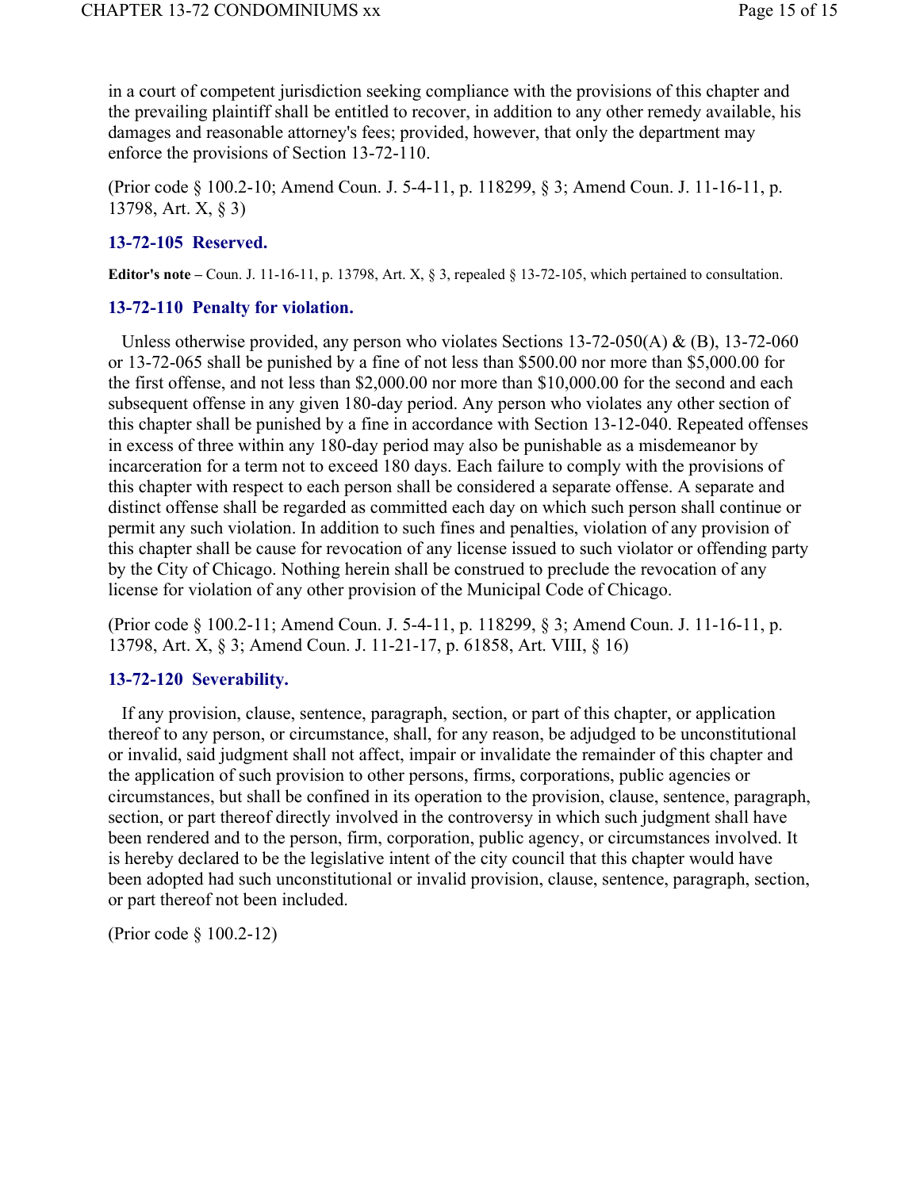in a court of competent jurisdiction seeking compliance with the provisions of this chapter and the prevailing plaintiff shall be entitled to recover, in addition to any other remedy available, his damages and reasonable attorney's fees; provided, however, that only the department may enforce the provisions of Section 13-72-110.

(Prior code § 100.2-10; Amend Coun. J. 5-4-11, p. 118299, § 3; Amend Coun. J. 11-16-11, p. 13798, Art. X, § 3)

### 13-72-105 Reserved.

**Editor's note** – Coun. J. 11-16-11, p. 13798, Art. X, § 3, repealed § 13-72-105, which pertained to consultation.

### 13-72-110 Penalty for violation.

Unless otherwise provided, any person who violates Sections 13-72-050(A) & (B), 13-72-060 or 13-72-065 shall be punished by a fine of not less than $500.00 nor more than $5,000.00 for the first offense, and not less than $2,000.00 nor more than $10,000.00 for the second and each subsequent offense in any given 180-day period. Any person who violates any other section of this chapter shall be punished by a fine in accordance with Section 13-12-040. Repeated offenses in excess of three within any 180-day period may also be punishable as a misdemeanor by incarceration for a term not to exceed 180 days. Each failure to comply with the provisions of this chapter with respect to each person shall be considered a separate offense. A separate and distinct offense shall be regarded as committed each day on which such person shall continue or permit any such violation. In addition to such fines and penalties, violation of any provision of this chapter shall be cause for revocation of any license issued to such violator or offending party by the City of Chicago. Nothing herein shall be construed to preclude the revocation of any license for violation of any other provision of the Municipal Code of Chicago.

(Prior code § 100.2-11; Amend Coun. J. 5-4-11, p. 118299, § 3; Amend Coun. J. 11-16-11, p. 13798, Art. X, § 3; Amend Coun. J. 11-21-17, p. 61858, Art. VIII, § 16)

### 13-72-120 Severability.

If any provision, clause, sentence, paragraph, section, or part of this chapter, or application thereof to any person, or circumstance, shall, for any reason, be adjudged to be unconstitutional or invalid, said judgment shall not affect, impair or invalidate the remainder of this chapter and the application of such provision to other persons, firms, corporations, public agencies or circumstances, but shall be confined in its operation to the provision, clause, sentence, paragraph, section, or part thereof directly involved in the controversy in which such judgment shall have been rendered and to the person, firm, corporation, public agency, or circumstances involved. It is hereby declared to be the legislative intent of the city council that this chapter would have been adopted had such unconstitutional or invalid provision, clause, sentence, paragraph, section, or part thereof not been included.

(Prior code § 100.2-12)